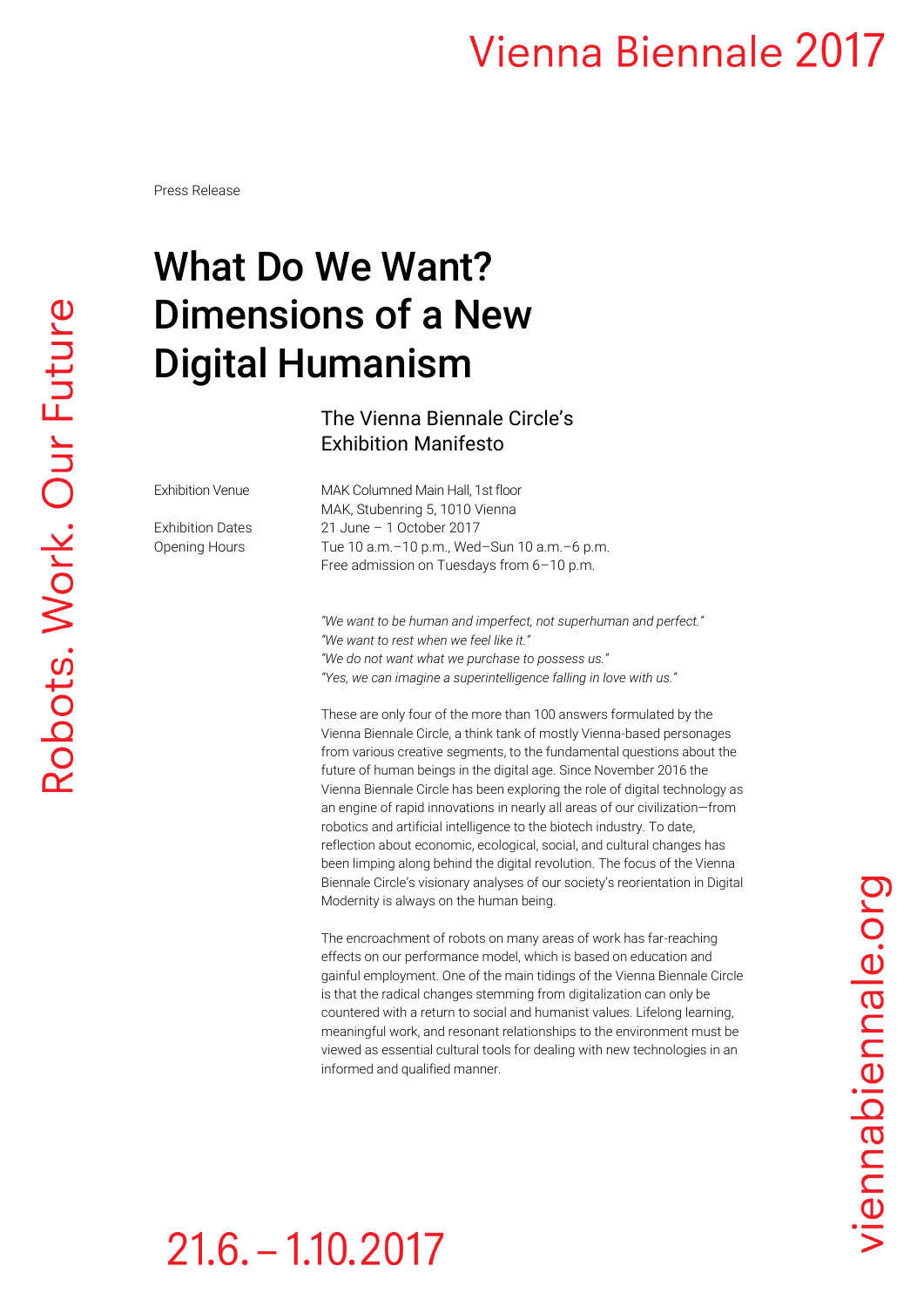Press Release

# What Do We Want? Dimensions of a New Digital Humanism

## The Vienna Biennale Circle's Exhibition Manifesto

| | |
|---|---|
| Exhibition Venue | MAK Columned Main Hall, 1st floor<br>MAK, Stubenring 5, 1010 Vienna |
| Exhibition Dates | 21 June – 1 October 2017 |
| Opening Hours | Tue 10 a.m.–10 p.m., Wed–Sun 10 a.m.–6 p.m.<br>Free admission on Tuesdays from 6–10 p.m. |

*"We want to be human and imperfect, not superhuman and perfect."*
*"We want to rest when we feel like it."*
*"We do not want what we purchase to possess us."*
*"Yes, we can imagine a superintelligence falling in love with us."*

These are only four of the more than 100 answers formulated by the Vienna Biennale Circle, a think tank of mostly Vienna-based personages from various creative segments, to the fundamental questions about the future of human beings in the digital age. Since November 2016 the Vienna Biennale Circle has been exploring the role of digital technology as an engine of rapid innovations in nearly all areas of our civilization—from robotics and artificial intelligence to the biotech industry. To date, reflection about economic, ecological, social, and cultural changes has been limping along behind the digital revolution. The focus of the Vienna Biennale Circle's visionary analyses of our society's reorientation in Digital Modernity is always on the human being.

The encroachment of robots on many areas of work has far-reaching effects on our performance model, which is based on education and gainful employment. One of the main tidings of the Vienna Biennale Circle is that the radical changes stemming from digitalization can only be countered with a return to social and humanist values. Lifelong learning, meaningful work, and resonant relationships to the environment must be viewed as essential cultural tools for dealing with new technologies in an informed and qualified manner.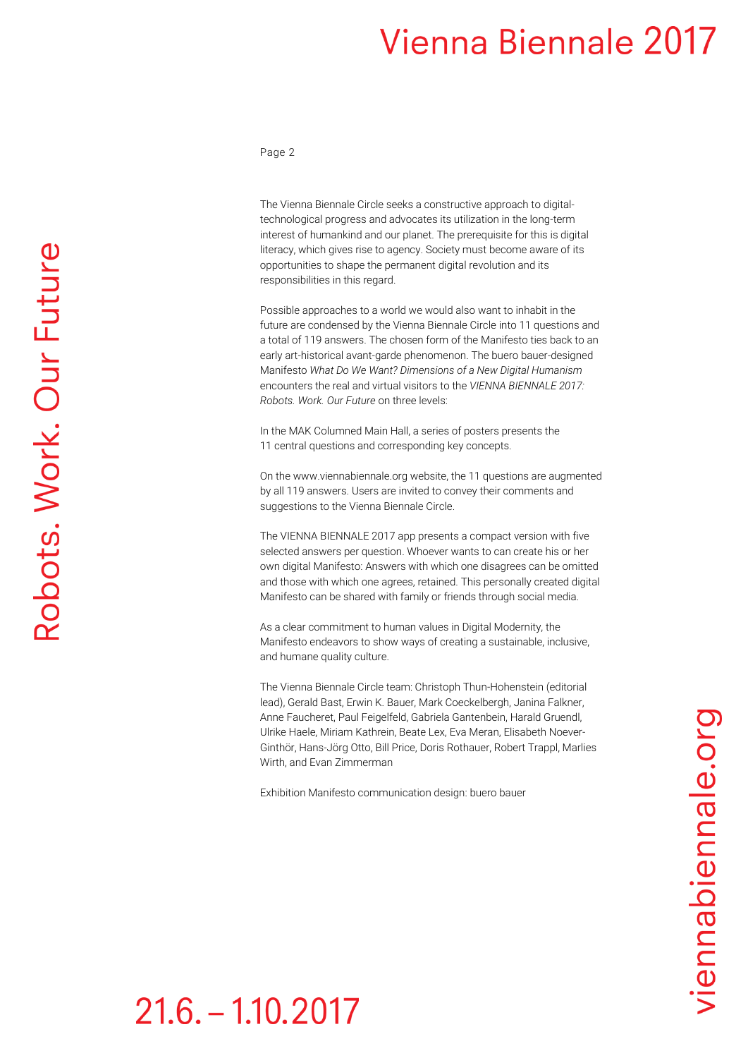The Vienna Biennale Circle seeks a constructive approach to digital-technological progress and advocates its utilization in the long-term interest of humankind and our planet. The prerequisite for this is digital literacy, which gives rise to agency. Society must become aware of its opportunities to shape the permanent digital revolution and its responsibilities in this regard.

Possible approaches to a world we would also want to inhabit in the future are condensed by the Vienna Biennale Circle into 11 questions and a total of 119 answers. The chosen form of the Manifesto ties back to an early art-historical avant-garde phenomenon. The buero bauer-designed Manifesto *What Do We Want? Dimensions of a New Digital Humanism* encounters the real and virtual visitors to the *VIENNA BIENNALE 2017: Robots. Work. Our Future* on three levels:

In the MAK Columned Main Hall, a series of posters presents the 11 central questions and corresponding key concepts.

On the www.viennabiennale.org website, the 11 questions are augmented by all 119 answers. Users are invited to convey their comments and suggestions to the Vienna Biennale Circle.

The VIENNA BIENNALE 2017 app presents a compact version with five selected answers per question. Whoever wants to can create his or her own digital Manifesto: Answers with which one disagrees can be omitted and those with which one agrees, retained. This personally created digital Manifesto can be shared with family or friends through social media.

As a clear commitment to human values in Digital Modernity, the Manifesto endeavors to show ways of creating a sustainable, inclusive, and humane quality culture.

The Vienna Biennale Circle team: Christoph Thun-Hohenstein (editorial lead), Gerald Bast, Erwin K. Bauer, Mark Coeckelbergh, Janina Falkner, Anne Faucheret, Paul Feigelfeld, Gabriela Gantenbein, Harald Gruendl, Ulrike Haele, Miriam Kathrein, Beate Lex, Eva Meran, Elisabeth Noever-Ginthör, Hans-Jörg Otto, Bill Price, Doris Rothauer, Robert Trappl, Marlies Wirth, and Evan Zimmerman

Exhibition Manifesto communication design: buero bauer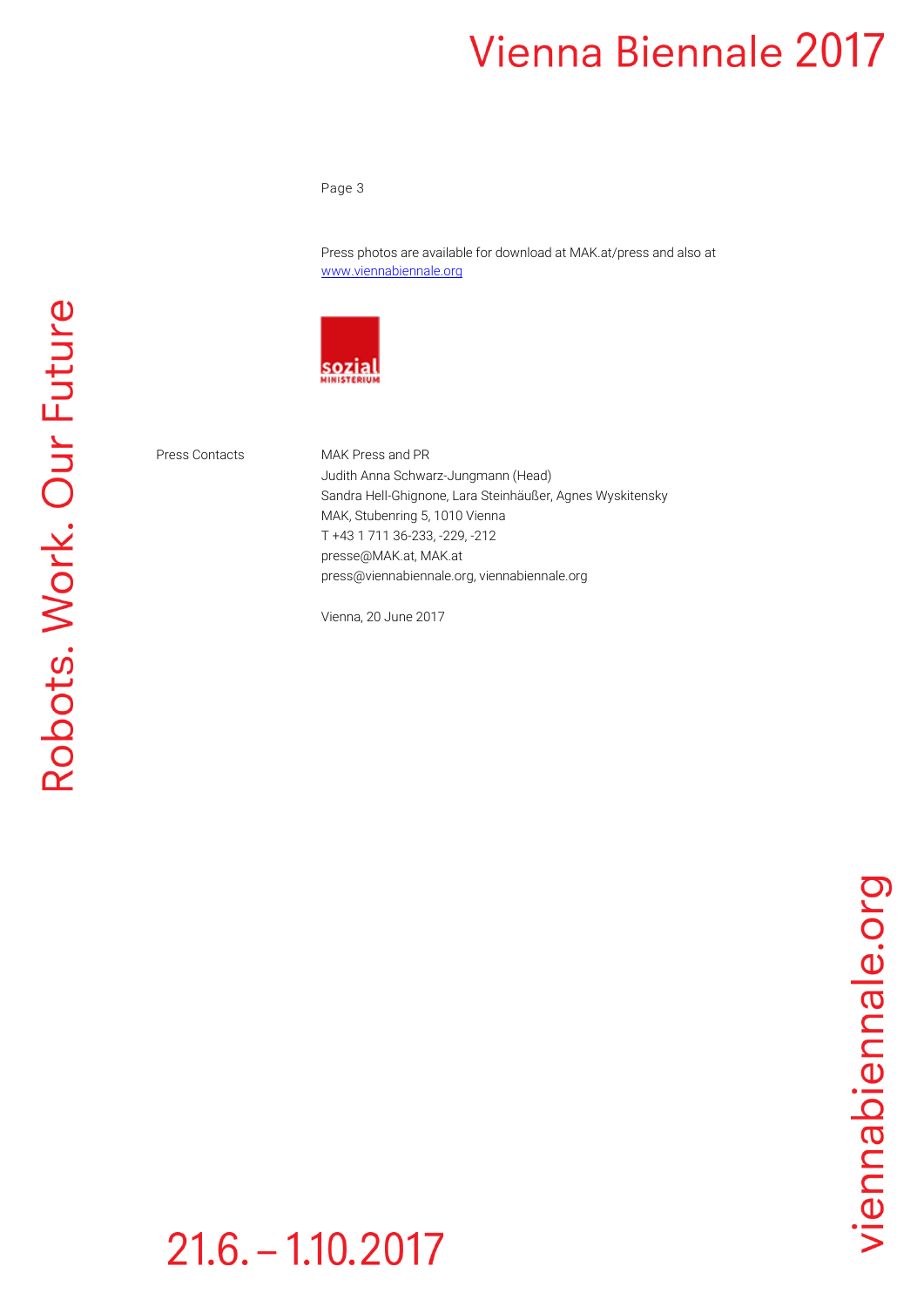Press photos are available for download at MAK.at/press and also at www.viennabiennale.org

Press Contacts

MAK Press and PR
Judith Anna Schwarz-Jungmann (Head)
Sandra Hell-Ghignone, Lara Steinhäußer, Agnes Wyskitensky
MAK, Stubenring 5, 1010 Vienna
T +43 1 711 36-233, -229, -212
presse@MAK.at, MAK.at
press@viennabiennale.org, viennabiennale.org

Vienna, 20 June 2017